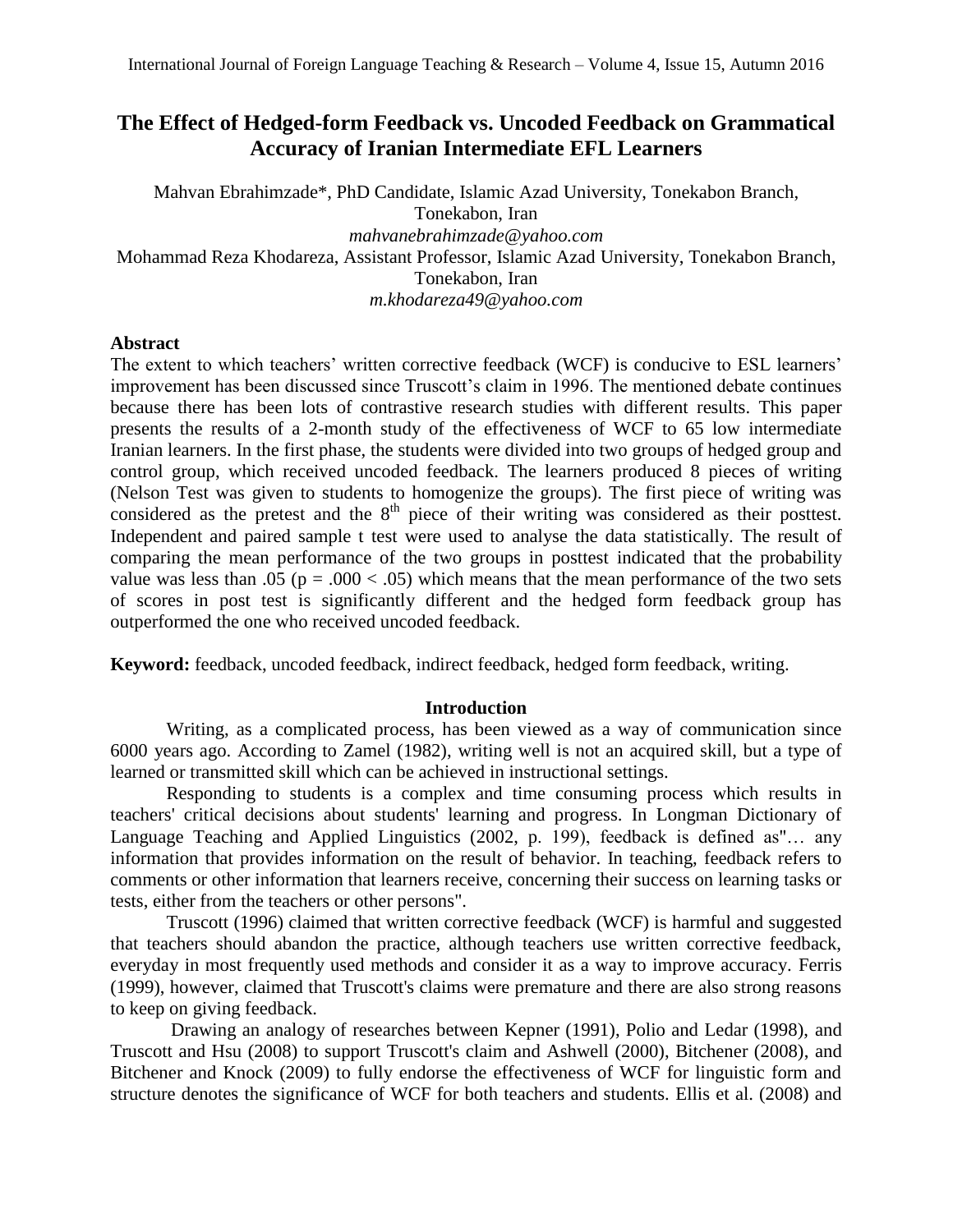# The Effect of Hedged-form Feedback vs. Uncoded Feedback on Grammatical Accuracy of Iranian Intermediate EFL Learners

Mahvan Ebrahimzade*, PhD Candidate, Islamic Azad University, Tonekabon Branch, Tonekabon, Iran
*mahvanebrahimzade@yahoo.com*
Mohammad Reza Khodareza, Assistant Professor, Islamic Azad University, Tonekabon Branch, Tonekabon, Iran
*m.khodareza49@yahoo.com*

### Abstract

The extent to which teachers' written corrective feedback (WCF) is conducive to ESL learners' improvement has been discussed since Truscott's claim in 1996. The mentioned debate continues because there has been lots of contrastive research studies with different results. This paper presents the results of a 2-month study of the effectiveness of WCF to 65 low intermediate Iranian learners. In the first phase, the students were divided into two groups of hedged group and control group, which received uncoded feedback. The learners produced 8 pieces of writing (Nelson Test was given to students to homogenize the groups). The first piece of writing was considered as the pretest and the 8th piece of their writing was considered as their posttest. Independent and paired sample t test were used to analyse the data statistically. The result of comparing the mean performance of the two groups in posttest indicated that the probability value was less than .05 ($p = .000 < .05$) which means that the mean performance of the two sets of scores in post test is significantly different and the hedged form feedback group has outperformed the one who received uncoded feedback.

**Keyword:** feedback, uncoded feedback, indirect feedback, hedged form feedback, writing.

## Introduction

Writing, as a complicated process, has been viewed as a way of communication since 6000 years ago. According to Zamel (1982), writing well is not an acquired skill, but a type of learned or transmitted skill which can be achieved in instructional settings.

Responding to students is a complex and time consuming process which results in teachers' critical decisions about students' learning and progress. In Longman Dictionary of Language Teaching and Applied Linguistics (2002, p. 199), feedback is defined as"… any information that provides information on the result of behavior. In teaching, feedback refers to comments or other information that learners receive, concerning their success on learning tasks or tests, either from the teachers or other persons".

Truscott (1996) claimed that written corrective feedback (WCF) is harmful and suggested that teachers should abandon the practice, although teachers use written corrective feedback, everyday in most frequently used methods and consider it as a way to improve accuracy. Ferris (1999), however, claimed that Truscott's claims were premature and there are also strong reasons to keep on giving feedback.

Drawing an analogy of researches between Kepner (1991), Polio and Ledar (1998), and Truscott and Hsu (2008) to support Truscott's claim and Ashwell (2000), Bitchener (2008), and Bitchener and Knock (2009) to fully endorse the effectiveness of WCF for linguistic form and structure denotes the significance of WCF for both teachers and students. Ellis et al. (2008) and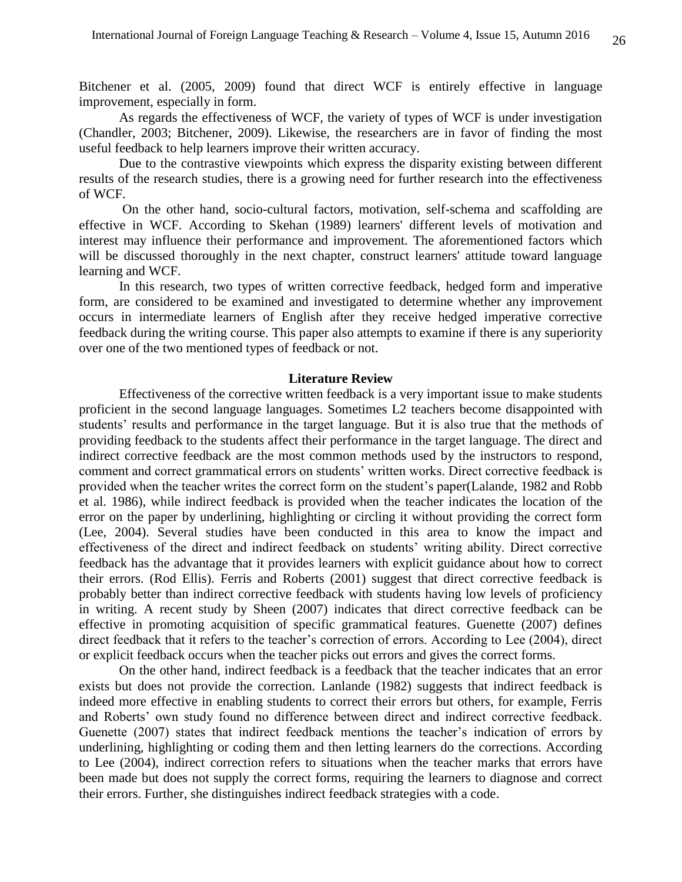Bitchener et al. (2005, 2009) found that direct WCF is entirely effective in language improvement, especially in form.

As regards the effectiveness of WCF, the variety of types of WCF is under investigation (Chandler, 2003; Bitchener, 2009). Likewise, the researchers are in favor of finding the most useful feedback to help learners improve their written accuracy.

Due to the contrastive viewpoints which express the disparity existing between different results of the research studies, there is a growing need for further research into the effectiveness of WCF.

On the other hand, socio-cultural factors, motivation, self-schema and scaffolding are effective in WCF. According to Skehan (1989) learners' different levels of motivation and interest may influence their performance and improvement. The aforementioned factors which will be discussed thoroughly in the next chapter, construct learners' attitude toward language learning and WCF.

In this research, two types of written corrective feedback, hedged form and imperative form, are considered to be examined and investigated to determine whether any improvement occurs in intermediate learners of English after they receive hedged imperative corrective feedback during the writing course. This paper also attempts to examine if there is any superiority over one of the two mentioned types of feedback or not.

## Literature Review

Effectiveness of the corrective written feedback is a very important issue to make students proficient in the second language languages. Sometimes L2 teachers become disappointed with students' results and performance in the target language. But it is also true that the methods of providing feedback to the students affect their performance in the target language. The direct and indirect corrective feedback are the most common methods used by the instructors to respond, comment and correct grammatical errors on students' written works. Direct corrective feedback is provided when the teacher writes the correct form on the student's paper(Lalande, 1982 and Robb et al. 1986), while indirect feedback is provided when the teacher indicates the location of the error on the paper by underlining, highlighting or circling it without providing the correct form (Lee, 2004). Several studies have been conducted in this area to know the impact and effectiveness of the direct and indirect feedback on students' writing ability. Direct corrective feedback has the advantage that it provides learners with explicit guidance about how to correct their errors. (Rod Ellis). Ferris and Roberts (2001) suggest that direct corrective feedback is probably better than indirect corrective feedback with students having low levels of proficiency in writing. A recent study by Sheen (2007) indicates that direct corrective feedback can be effective in promoting acquisition of specific grammatical features. Guenette (2007) defines direct feedback that it refers to the teacher's correction of errors. According to Lee (2004), direct or explicit feedback occurs when the teacher picks out errors and gives the correct forms.

On the other hand, indirect feedback is a feedback that the teacher indicates that an error exists but does not provide the correction. Lanlande (1982) suggests that indirect feedback is indeed more effective in enabling students to correct their errors but others, for example, Ferris and Roberts' own study found no difference between direct and indirect corrective feedback. Guenette (2007) states that indirect feedback mentions the teacher's indication of errors by underlining, highlighting or coding them and then letting learners do the corrections. According to Lee (2004), indirect correction refers to situations when the teacher marks that errors have been made but does not supply the correct forms, requiring the learners to diagnose and correct their errors. Further, she distinguishes indirect feedback strategies with a code.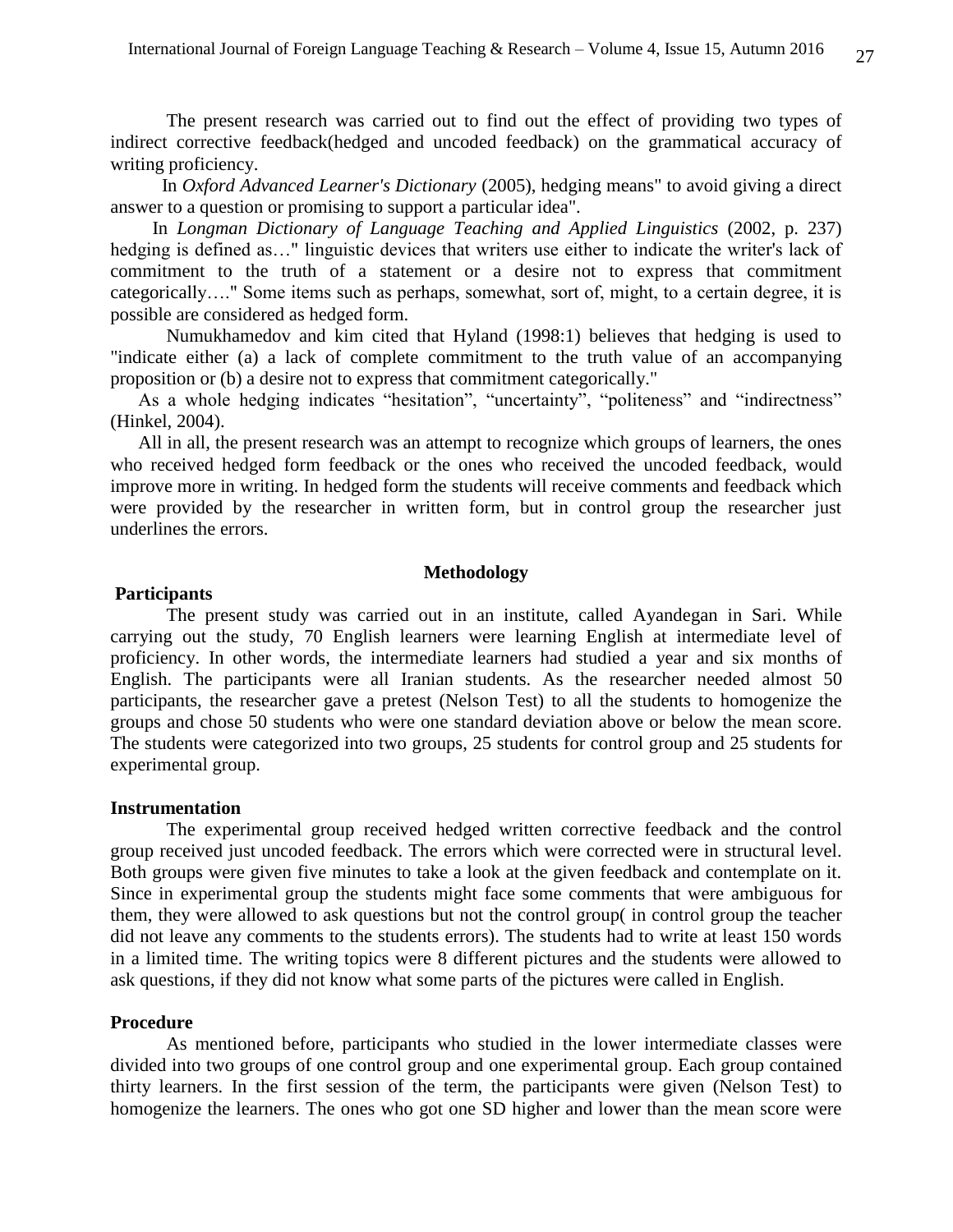The present research was carried out to find out the effect of providing two types of indirect corrective feedback(hedged and uncoded feedback) on the grammatical accuracy of writing proficiency.

In *Oxford Advanced Learner's Dictionary* (2005), hedging means" to avoid giving a direct answer to a question or promising to support a particular idea".

In *Longman Dictionary of Language Teaching and Applied Linguistics* (2002, p. 237) hedging is defined as…" linguistic devices that writers use either to indicate the writer's lack of commitment to the truth of a statement or a desire not to express that commitment categorically…." Some items such as perhaps, somewhat, sort of, might, to a certain degree, it is possible are considered as hedged form.

Numukhamedov and kim cited that Hyland (1998:1) believes that hedging is used to "indicate either (a) a lack of complete commitment to the truth value of an accompanying proposition or (b) a desire not to express that commitment categorically."

As a whole hedging indicates "hesitation", "uncertainty", "politeness" and "indirectness" (Hinkel, 2004).

All in all, the present research was an attempt to recognize which groups of learners, the ones who received hedged form feedback or the ones who received the uncoded feedback, would improve more in writing. In hedged form the students will receive comments and feedback which were provided by the researcher in written form, but in control group the researcher just underlines the errors.

## Methodology

### Participants

The present study was carried out in an institute, called Ayandegan in Sari. While carrying out the study, 70 English learners were learning English at intermediate level of proficiency. In other words, the intermediate learners had studied a year and six months of English. The participants were all Iranian students. As the researcher needed almost 50 participants, the researcher gave a pretest (Nelson Test) to all the students to homogenize the groups and chose 50 students who were one standard deviation above or below the mean score. The students were categorized into two groups, 25 students for control group and 25 students for experimental group.

### Instrumentation

The experimental group received hedged written corrective feedback and the control group received just uncoded feedback. The errors which were corrected were in structural level. Both groups were given five minutes to take a look at the given feedback and contemplate on it. Since in experimental group the students might face some comments that were ambiguous for them, they were allowed to ask questions but not the control group( in control group the teacher did not leave any comments to the students errors). The students had to write at least 150 words in a limited time. The writing topics were 8 different pictures and the students were allowed to ask questions, if they did not know what some parts of the pictures were called in English.

### Procedure

As mentioned before, participants who studied in the lower intermediate classes were divided into two groups of one control group and one experimental group. Each group contained thirty learners. In the first session of the term, the participants were given (Nelson Test) to homogenize the learners. The ones who got one SD higher and lower than the mean score were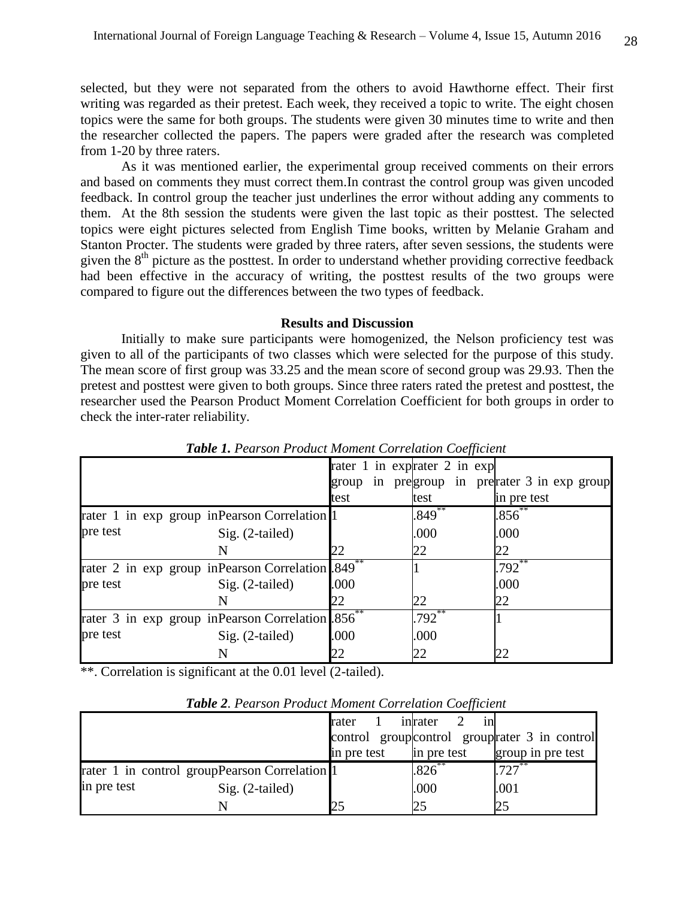selected, but they were not separated from the others to avoid Hawthorne effect. Their first writing was regarded as their pretest. Each week, they received a topic to write. The eight chosen topics were the same for both groups. The students were given 30 minutes time to write and then the researcher collected the papers. The papers were graded after the research was completed from 1-20 by three raters.

As it was mentioned earlier, the experimental group received comments on their errors and based on comments they must correct them.In contrast the control group was given uncoded feedback. In control group the teacher just underlines the error without adding any comments to them. At the 8th session the students were given the last topic as their posttest. The selected topics were eight pictures selected from English Time books, written by Melanie Graham and Stanton Procter. The students were graded by three raters, after seven sessions, the students were given the 8th picture as the posttest. In order to understand whether providing corrective feedback had been effective in the accuracy of writing, the posttest results of the two groups were compared to figure out the differences between the two types of feedback.

## Results and Discussion

Initially to make sure participants were homogenized, the Nelson proficiency test was given to all of the participants of two classes which were selected for the purpose of this study. The mean score of first group was 33.25 and the mean score of second group was 29.93. Then the pretest and posttest were given to both groups. Since three raters rated the pretest and posttest, the researcher used the Pearson Product Moment Correlation Coefficient for both groups in order to check the inter-rater reliability.

***Table 1.*** *Pearson Product Moment Correlation Coefficient*

| | | rater 1 in exp group in pre test | rater 2 in exp group in pre test | rater 3 in exp group in pre test |
|---|---|---|---|---|
| rater 1 in exp group in pre test | Pearson Correlation | 1 | .849** | .856** |
| | Sig. (2-tailed) | | .000 | .000 |
| | N | 22 | 22 | 22 |
| rater 2 in exp group in pre test | Pearson Correlation | .849** | 1 | .792** |
| | Sig. (2-tailed) | .000 | | .000 |
| | N | 22 | 22 | 22 |
| rater 3 in exp group in pre test | Pearson Correlation | .856** | .792** | 1 |
| | Sig. (2-tailed) | .000 | .000 | |
| | N | 22 | 22 | 22 |

**. Correlation is significant at the 0.01 level (2-tailed).

***Table 2.*** *Pearson Product Moment Correlation Coefficient*

| | | rater 1 in control group in pre test | rater 2 in control group in pre test | rater 3 in control group in pre test |
|---|---|---|---|---|
| rater 1 in control group in pre test | Pearson Correlation | 1 | .826** | .727** |
| | Sig. (2-tailed) | | .000 | .001 |
| | N | 25 | 25 | 25 |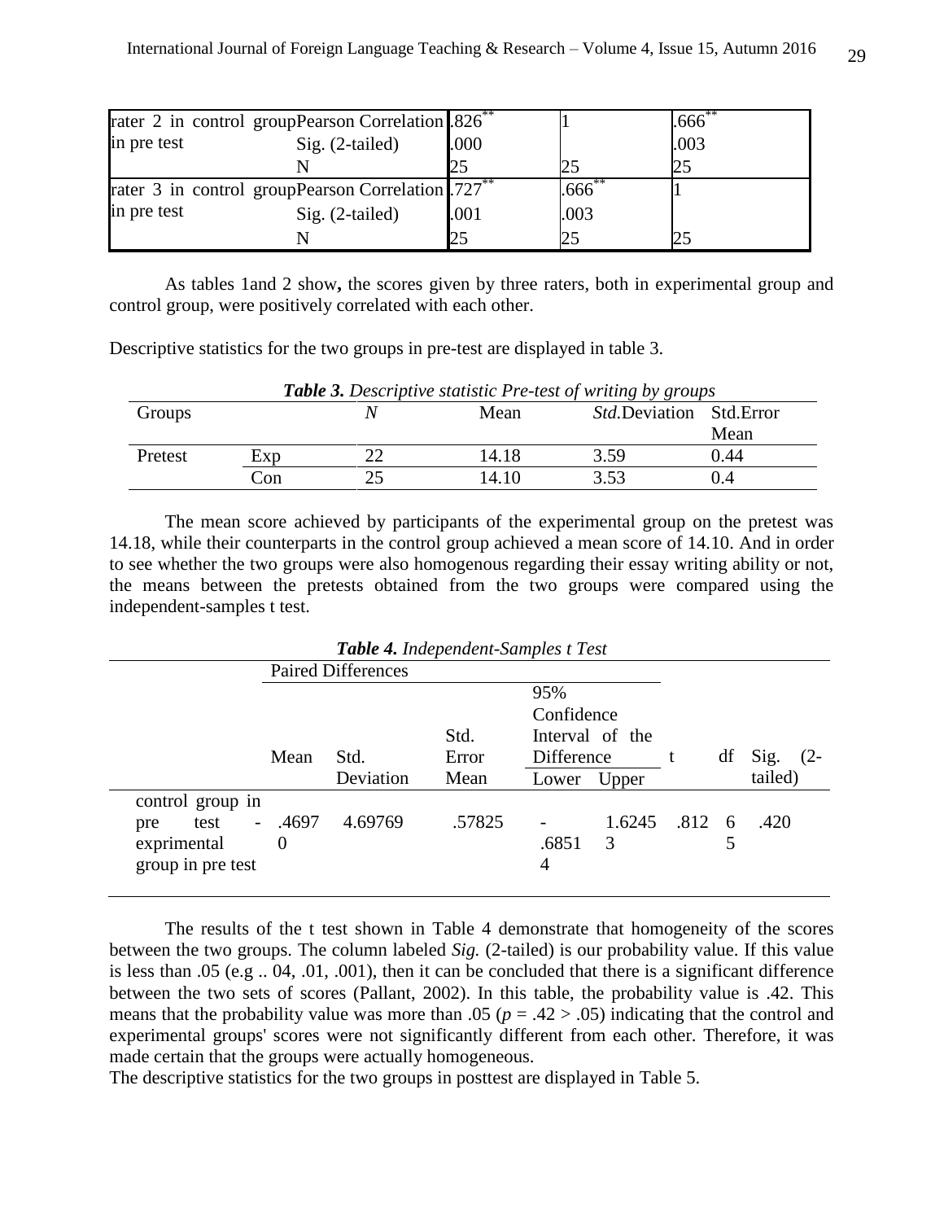| | | | | |
|---|---|---|---|---|
| rater 2 in control group in pre test | Pearson Correlation | .826** | 1 | .666** |
| | Sig. (2-tailed) | .000 | | .003 |
| | N | 25 | 25 | 25 |
| rater 3 in control group in pre test | Pearson Correlation | .727** | .666** | 1 |
| | Sig. (2-tailed) | .001 | .003 | |
| | N | 25 | 25 | 25 |

As tables 1and 2 show**,** the scores given by three raters, both in experimental group and control group, were positively correlated with each other.

Descriptive statistics for the two groups in pre-test are displayed in table 3.

***Table 3.*** *Descriptive statistic Pre-test of writing by groups*

| Groups | | *N* | Mean | *Std.*Deviation | Std.Error Mean |
|---|---|---|---|---|---|
| Pretest | Exp | 22 | 14.18 | 3.59 | 0.44 |
| | Con | 25 | 14.10 | 3.53 | 0.4 |

The mean score achieved by participants of the experimental group on the pretest was 14.18, while their counterparts in the control group achieved a mean score of 14.10. And in order to see whether the two groups were also homogenous regarding their essay writing ability or not, the means between the pretests obtained from the two groups were compared using the independent-samples t test.

***Table 4.*** *Independent-Samples t Test*

| | Paired Differences | | | | | t | df | Sig. (2-tailed) |
|---|---|---|---|---|---|---|---|---|
| | Mean | Std. Deviation | Std. Error Mean | 95% Confidence Interval of the Difference | | | | |
| | | | | Lower | Upper | | | |
| control group in pre test - exprimental group in pre test | .46970 | 4.69769 | .57825 | -.68514 | 1.62453 | .812 | 65 | .420 |

The results of the t test shown in Table 4 demonstrate that homogeneity of the scores between the two groups. The column labeled *Sig.* (2-tailed) is our probability value. If this value is less than .05 (e.g .. 04, .01, .001), then it can be concluded that there is a significant difference between the two sets of scores (Pallant, 2002). In this table, the probability value is .42. This means that the probability value was more than .05 ($p = .42 > .05$) indicating that the control and experimental groups' scores were not significantly different from each other. Therefore, it was made certain that the groups were actually homogeneous.

The descriptive statistics for the two groups in posttest are displayed in Table 5.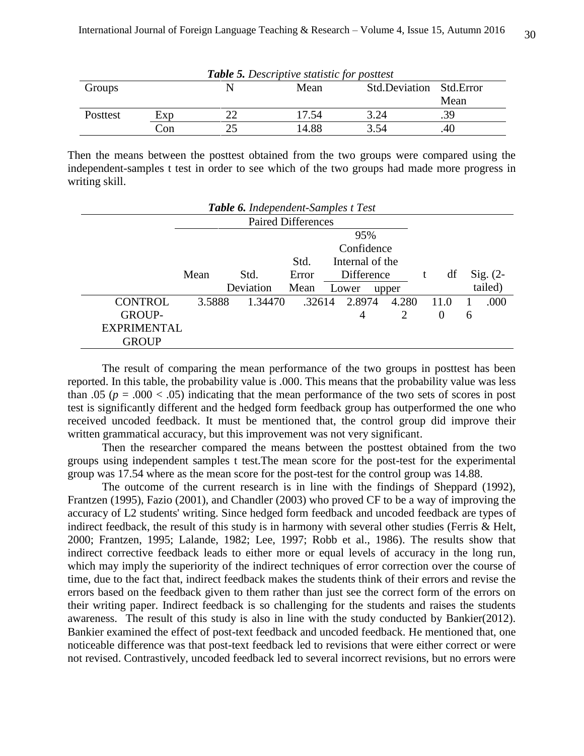***Table 5.** Descriptive statistic for posttest*

| Groups | | N | Mean | Std.Deviation | Std.Error Mean |
|---|---|---|---|---|---|
| Posttest | Exp | 22 | 17.54 | 3.24 | .39 |
| | Con | 25 | 14.88 | 3.54 | .40 |

Then the means between the posttest obtained from the two groups were compared using the independent-samples t test in order to see which of the two groups had made more progress in writing skill.

***Table 6.** Independent-Samples t Test*

| | Paired Differences | | | | | t | df | Sig. (2-tailed) |
|---|---|---|---|---|---|---|---|---|
| | Mean | Std. Deviation | Std. Error Mean | 95% Confidence Internal of the Difference | | | | |
| | | | | Lower | upper | | | |
| CONTROL GROUP-EXPRIMENTAL GROUP | 3.5888 | 1.34470 | .32614 | 2.89744 | 4.2802 | 11.00 | 16 | .000 |

The result of comparing the mean performance of the two groups in posttest has been reported. In this table, the probability value is .000. This means that the probability value was less than .05 ($p = .000 < .05$) indicating that the mean performance of the two sets of scores in post test is significantly different and the hedged form feedback group has outperformed the one who received uncoded feedback. It must be mentioned that, the control group did improve their written grammatical accuracy, but this improvement was not very significant.

Then the researcher compared the means between the posttest obtained from the two groups using independent samples t test.The mean score for the post-test for the experimental group was 17.54 where as the mean score for the post-test for the control group was 14.88.

The outcome of the current research is in line with the findings of Sheppard (1992), Frantzen (1995), Fazio (2001), and Chandler (2003) who proved CF to be a way of improving the accuracy of L2 students' writing. Since hedged form feedback and uncoded feedback are types of indirect feedback, the result of this study is in harmony with several other studies (Ferris & Helt, 2000; Frantzen, 1995; Lalande, 1982; Lee, 1997; Robb et al., 1986). The results show that indirect corrective feedback leads to either more or equal levels of accuracy in the long run, which may imply the superiority of the indirect techniques of error correction over the course of time, due to the fact that, indirect feedback makes the students think of their errors and revise the errors based on the feedback given to them rather than just see the correct form of the errors on their writing paper. Indirect feedback is so challenging for the students and raises the students awareness. The result of this study is also in line with the study conducted by Bankier(2012). Bankier examined the effect of post-text feedback and uncoded feedback. He mentioned that, one noticeable difference was that post-text feedback led to revisions that were either correct or were not revised. Contrastively, uncoded feedback led to several incorrect revisions, but no errors were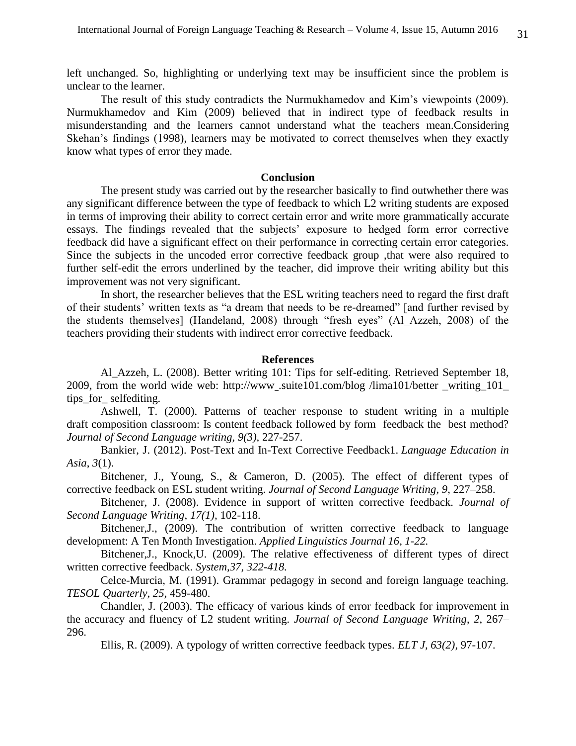left unchanged. So, highlighting or underlying text may be insufficient since the problem is unclear to the learner.

The result of this study contradicts the Nurmukhamedov and Kim's viewpoints (2009). Nurmukhamedov and Kim (2009) believed that in indirect type of feedback results in misunderstanding and the learners cannot understand what the teachers mean.Considering Skehan's findings (1998), learners may be motivated to correct themselves when they exactly know what types of error they made.

## Conclusion

The present study was carried out by the researcher basically to find outwhether there was any significant difference between the type of feedback to which L2 writing students are exposed in terms of improving their ability to correct certain error and write more grammatically accurate essays. The findings revealed that the subjects' exposure to hedged form error corrective feedback did have a significant effect on their performance in correcting certain error categories. Since the subjects in the uncoded error corrective feedback group ,that were also required to further self-edit the errors underlined by the teacher, did improve their writing ability but this improvement was not very significant.

In short, the researcher believes that the ESL writing teachers need to regard the first draft of their students' written texts as "a dream that needs to be re-dreamed" [and further revised by the students themselves] (Handeland, 2008) through "fresh eyes" (Al_Azzeh, 2008) of the teachers providing their students with indirect error corrective feedback.

## References

Al_Azzeh, L. (2008). Better writing 101: Tips for self-editing. Retrieved September 18, 2009, from the world wide web: http://www_.suite101.com/blog /lima101/better _writing_101_ tips_for_ selfediting.

Ashwell, T. (2000). Patterns of teacher response to student writing in a multiple draft composition classroom: Is content feedback followed by form feedback the best method? *Journal of Second Language writing, 9(3)*, 227-257.

Bankier, J. (2012). Post-Text and In-Text Corrective Feedback1. *Language Education in Asia*, *3*(1).

Bitchener, J., Young, S., & Cameron, D. (2005). The effect of different types of corrective feedback on ESL student writing. *Journal of Second Language Writing*, *9*, 227–258.

Bitchener, J. (2008). Evidence in support of written corrective feedback. *Journal of Second Language Writing*, *17(1)*, 102-118.

Bitchener,J., (2009). The contribution of written corrective feedback to language development: A Ten Month Investigation. *Applied Linguistics Journal 16, 1-22.*

Bitchener,J., Knock,U. (2009). The relative effectiveness of different types of direct written corrective feedback. *System,37, 322-418.*

Celce-Murcia, M. (1991). Grammar pedagogy in second and foreign language teaching. *TESOL Quarterly*, *25*, 459-480.

Chandler, J. (2003). The efficacy of various kinds of error feedback for improvement in the accuracy and fluency of L2 student writing. *Journal of Second Language Writing*, *2*, 267–296.

Ellis, R. (2009). A typology of written corrective feedback types. *ELT J, 63(2)*, 97-107.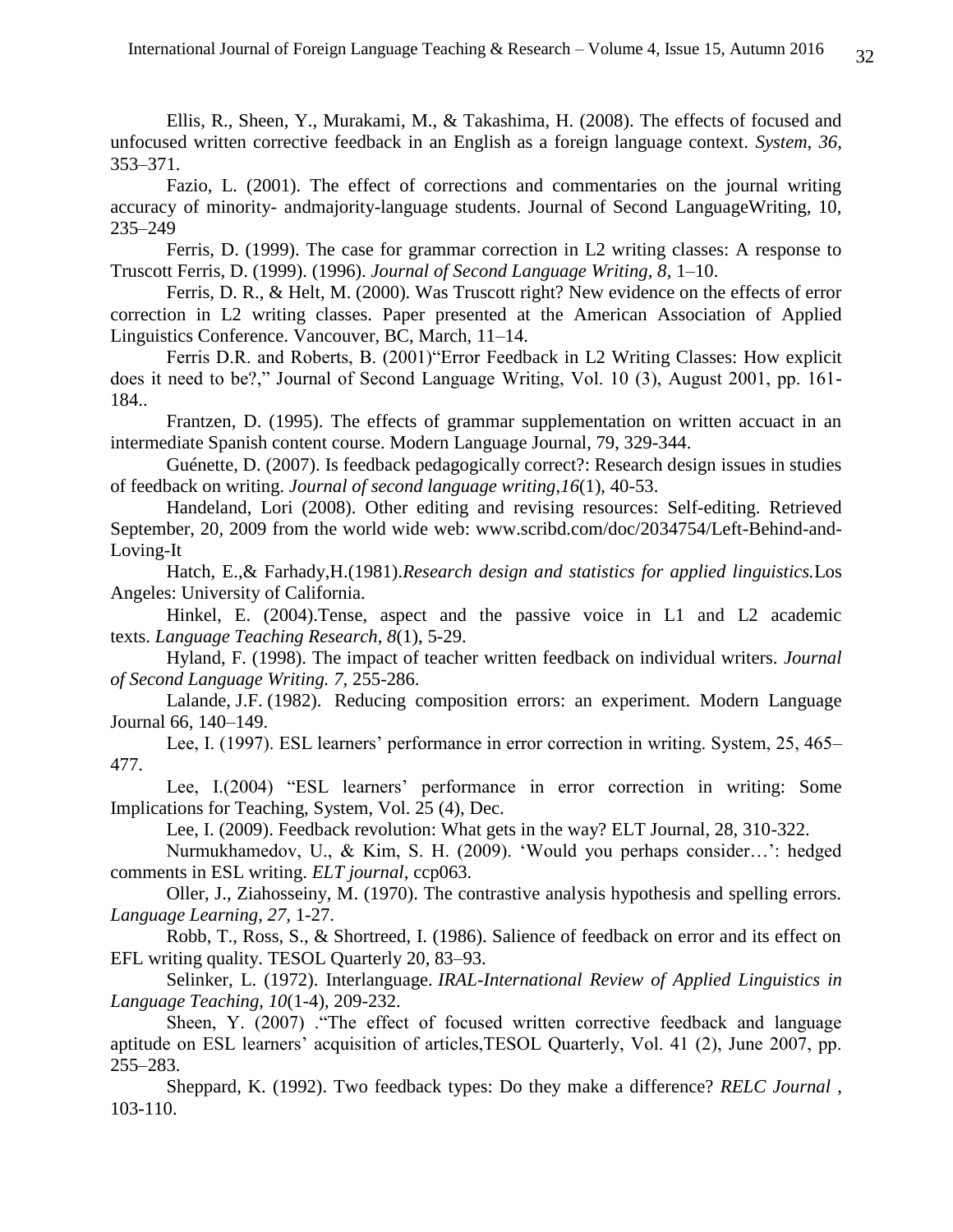Ellis, R., Sheen, Y., Murakami, M., & Takashima, H. (2008). The effects of focused and unfocused written corrective feedback in an English as a foreign language context. *System*, *36*, 353–371.

Fazio, L. (2001). The effect of corrections and commentaries on the journal writing accuracy of minority- andmajority-language students. Journal of Second LanguageWriting, 10, 235–249

Ferris, D. (1999). The case for grammar correction in L2 writing classes: A response to Truscott Ferris, D. (1999). (1996). *Journal of Second Language Writing, 8*, 1–10.

Ferris, D. R., & Helt, M. (2000). Was Truscott right? New evidence on the effects of error correction in L2 writing classes. Paper presented at the American Association of Applied Linguistics Conference. Vancouver, BC, March, 11–14.

Ferris D.R. and Roberts, B. (2001)"Error Feedback in L2 Writing Classes: How explicit does it need to be?," Journal of Second Language Writing, Vol. 10 (3), August 2001, pp. 161-184..

Frantzen, D. (1995). The effects of grammar supplementation on written accuact in an intermediate Spanish content course. Modern Language Journal, 79, 329-344.

Guénette, D. (2007). Is feedback pedagogically correct?: Research design issues in studies of feedback on writing. *Journal of second language writing*,*16*(1), 40-53.

Handeland, Lori (2008). Other editing and revising resources: Self-editing. Retrieved September, 20, 2009 from the world wide web: www.scribd.com/doc/2034754/Left-Behind-and-Loving-It

Hatch, E.,& Farhady,H.(1981).*Research design and statistics for applied linguistics.*Los Angeles: University of California.

Hinkel, E. (2004).Tense, aspect and the passive voice in L1 and L2 academic texts. *Language Teaching Research*, *8*(1), 5-29.

Hyland, F. (1998). The impact of teacher written feedback on individual writers. *Journal of Second Language Writing. 7,* 255-286.

Lalande, J.F. (1982). Reducing composition errors: an experiment. Modern Language Journal 66, 140–149.

Lee, I. (1997). ESL learners' performance in error correction in writing. System, 25, 465–477.

Lee, I.(2004) "ESL learners' performance in error correction in writing: Some Implications for Teaching, System, Vol. 25 (4), Dec.

Lee, I. (2009). Feedback revolution: What gets in the way? ELT Journal, 28, 310-322.

Nurmukhamedov, U., & Kim, S. H. (2009). 'Would you perhaps consider…': hedged comments in ESL writing. *ELT journal*, ccp063.

Oller, J., Ziahosseiny, M. (1970). The contrastive analysis hypothesis and spelling errors. *Language Learning, 27,* 1-27.

Robb, T., Ross, S., & Shortreed, I. (1986). Salience of feedback on error and its effect on EFL writing quality. TESOL Quarterly 20, 83–93.

Selinker, L. (1972). Interlanguage. *IRAL-International Review of Applied Linguistics in Language Teaching*, *10*(1-4), 209-232.

Sheen, Y. (2007) ."The effect of focused written corrective feedback and language aptitude on ESL learners' acquisition of articles,TESOL Quarterly, Vol. 41 (2), June 2007, pp. 255–283.

Sheppard, K. (1992). Two feedback types: Do they make a difference? *RELC Journal* , 103-110.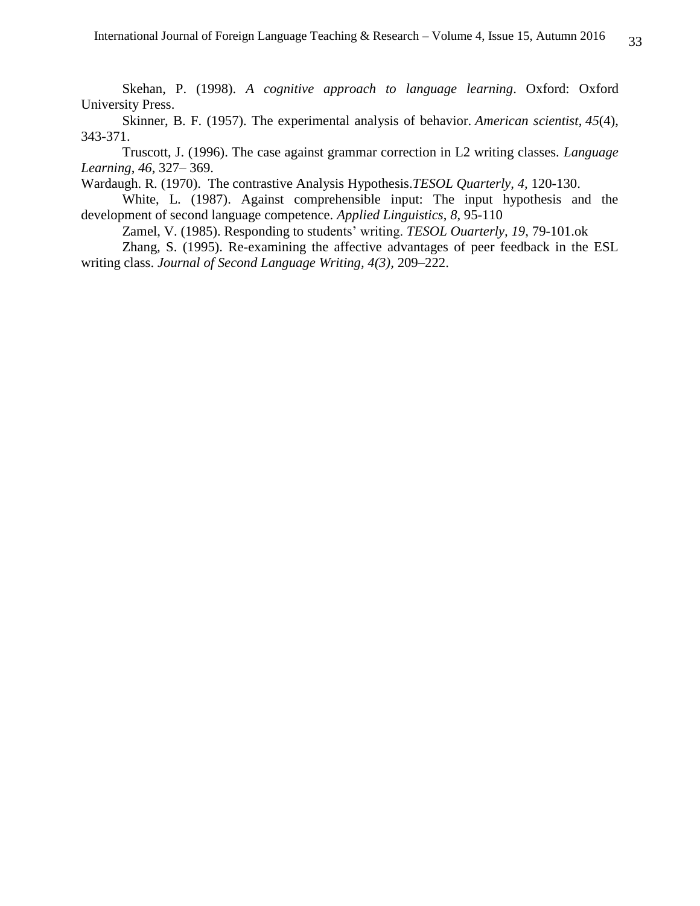Skehan, P. (1998). *A cognitive approach to language learning*. Oxford: Oxford University Press.

Skinner, B. F. (1957). The experimental analysis of behavior. *American scientist*, *45*(4), 343-371.

Truscott, J. (1996). The case against grammar correction in L2 writing classes. *Language Learning*, *46*, 327– 369.

Wardaugh. R. (1970). The contrastive Analysis Hypothesis.*TESOL Quarterly, 4,* 120-130.

White, L. (1987). Against comprehensible input: The input hypothesis and the development of second language competence. *Applied Linguistics*, *8*, 95-110

Zamel, V. (1985). Responding to students' writing. *TESOL Ouarterly*, *19*, 79-101.ok

Zhang, S. (1995). Re-examining the affective advantages of peer feedback in the ESL writing class. *Journal of Second Language Writing, 4(3),* 209–222.